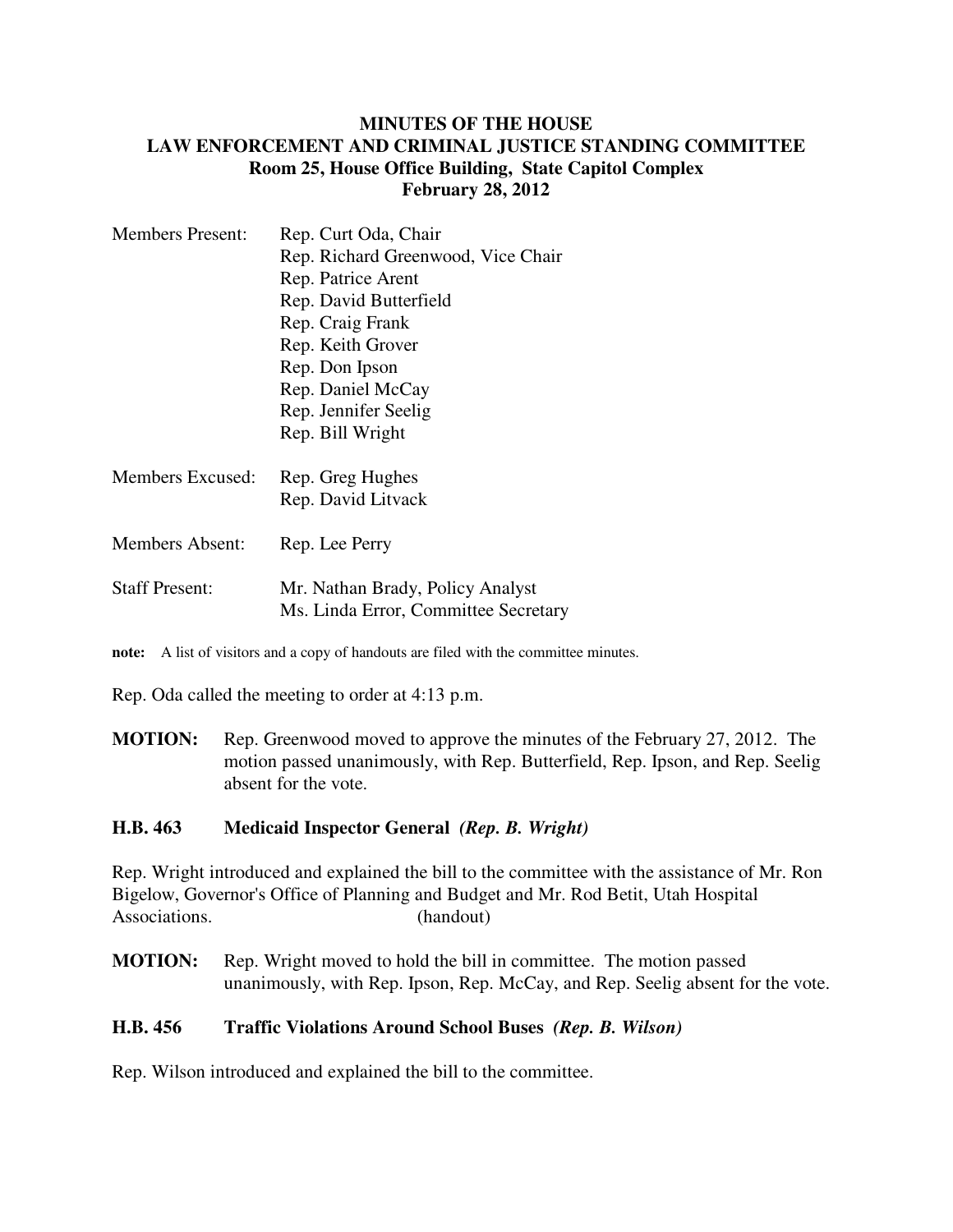# MINUTES OF THE HOUSE
# LAW ENFORCEMENT AND CRIMINAL JUSTICE STANDING COMMITTEE

**Room 25, House Office Building, State Capitol Complex**
**February 28, 2012**

| | |
|---|---|
| Members Present: | Rep. Curt Oda, Chair<br>Rep. Richard Greenwood, Vice Chair<br>Rep. Patrice Arent<br>Rep. David Butterfield<br>Rep. Craig Frank<br>Rep. Keith Grover<br>Rep. Don Ipson<br>Rep. Daniel McCay<br>Rep. Jennifer Seelig<br>Rep. Bill Wright |
| Members Excused: | Rep. Greg Hughes<br>Rep. David Litvack |
| Members Absent: | Rep. Lee Perry |
| Staff Present: | Mr. Nathan Brady, Policy Analyst<br>Ms. Linda Error, Committee Secretary |

**note:** A list of visitors and a copy of handouts are filed with the committee minutes.

Rep. Oda called the meeting to order at 4:13 p.m.

**MOTION:** Rep. Greenwood moved to approve the minutes of the February 27, 2012. The motion passed unanimously, with Rep. Butterfield, Rep. Ipson, and Rep. Seelig absent for the vote.

## H.B. 463 Medicaid Inspector General *(Rep. B. Wright)*

Rep. Wright introduced and explained the bill to the committee with the assistance of Mr. Ron Bigelow, Governor's Office of Planning and Budget and Mr. Rod Betit, Utah Hospital Associations. (handout)

**MOTION:** Rep. Wright moved to hold the bill in committee. The motion passed unanimously, with Rep. Ipson, Rep. McCay, and Rep. Seelig absent for the vote.

## H.B. 456 Traffic Violations Around School Buses *(Rep. B. Wilson)*

Rep. Wilson introduced and explained the bill to the committee.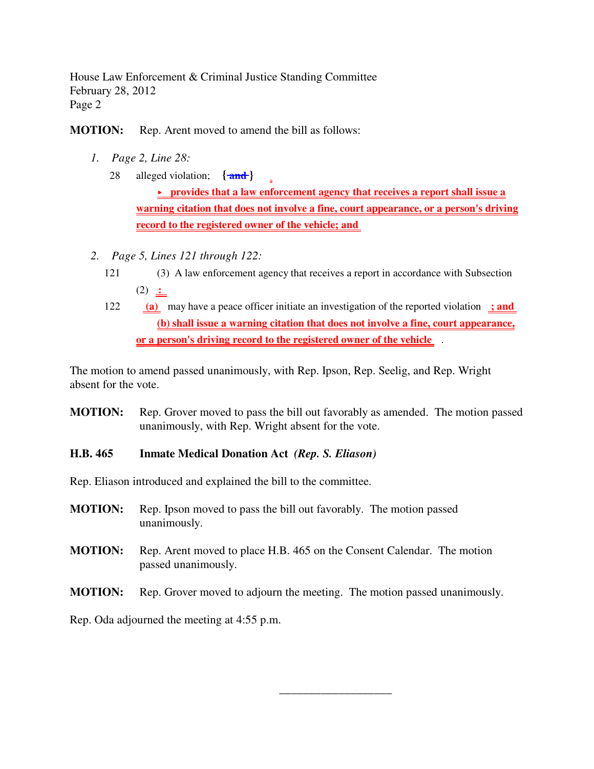**MOTION:** Rep. Arent moved to amend the bill as follows:

1. *Page 2, Line 28:*

   28 alleged violation; {~~and~~}

   ▸ **provides that a law enforcement agency that receives a report shall issue a warning citation that does not involve a fine, court appearance, or a person's driving record to the registered owner of the vehicle; and**

2. *Page 5, Lines 121 through 122:*

   121 (3) A law enforcement agency that receives a report in accordance with Subsection (2) **:**

   122 **(a)** may have a peace officer initiate an investigation of the reported violation **; and**

   **(b) shall issue a warning citation that does not involve a fine, court appearance, or a person's driving record to the registered owner of the vehicle** .

The motion to amend passed unanimously, with Rep. Ipson, Rep. Seelig, and Rep. Wright absent for the vote.

**MOTION:** Rep. Grover moved to pass the bill out favorably as amended. The motion passed unanimously, with Rep. Wright absent for the vote.

**H.B. 465 Inmate Medical Donation Act** ***(Rep. S. Eliason)***

Rep. Eliason introduced and explained the bill to the committee.

**MOTION:** Rep. Ipson moved to pass the bill out favorably. The motion passed unanimously.

**MOTION:** Rep. Arent moved to place H.B. 465 on the Consent Calendar. The motion passed unanimously.

**MOTION:** Rep. Grover moved to adjourn the meeting. The motion passed unanimously.

Rep. Oda adjourned the meeting at 4:55 p.m.

\_\_\_\_\_\_\_\_\_\_\_\_\_\_\_\_\_\_\_\_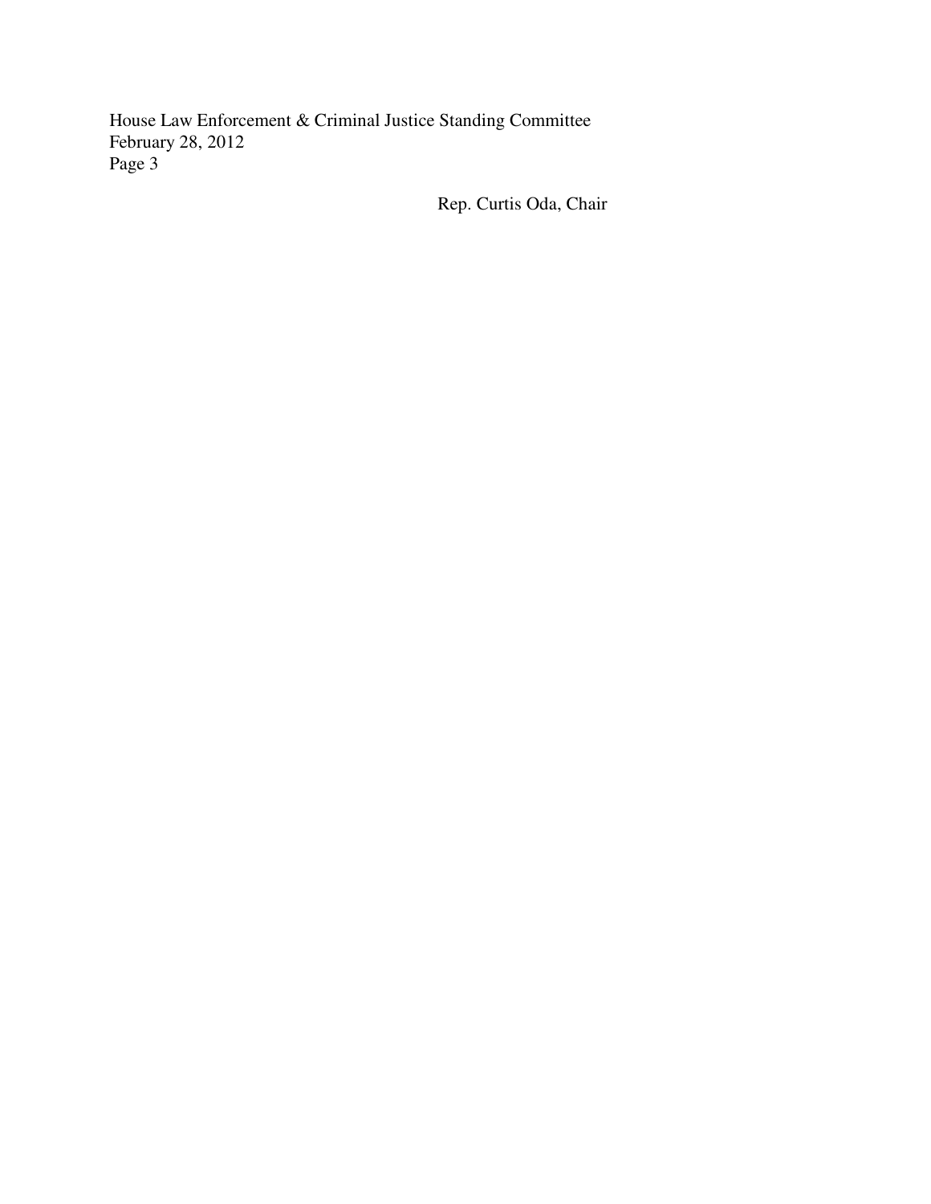Rep. Curtis Oda, Chair